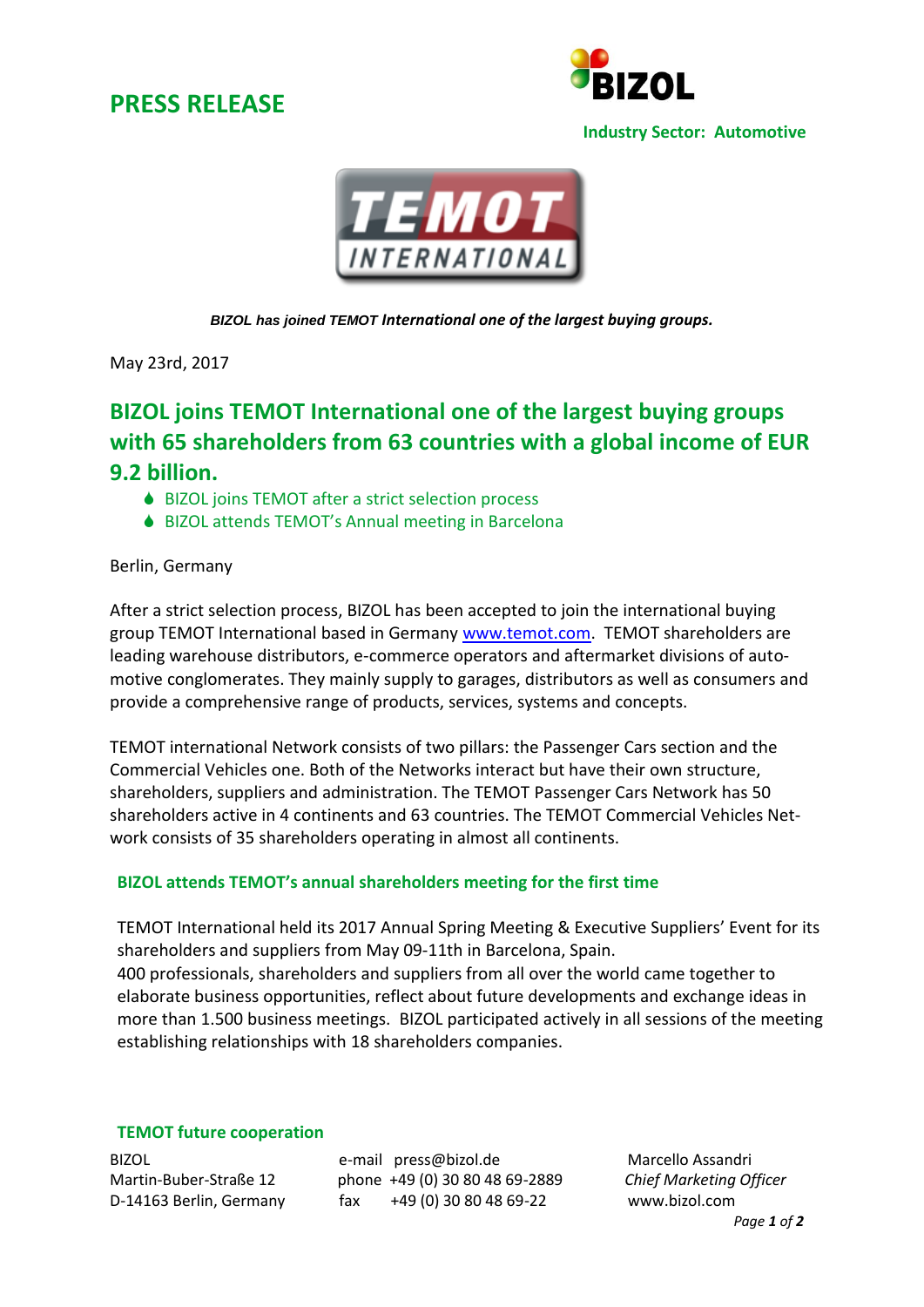# PRESS RELEASE

**Industry Sector: Automotive**

***BIZOL has joined TEMOT International one of the largest buying groups.***

May 23rd, 2017

## BIZOL joins TEMOT International one of the largest buying groups with 65 shareholders from 63 countries with a global income of EUR 9.2 billion.

- BIZOL joins TEMOT after a strict selection process
- BIZOL attends TEMOT's Annual meeting in Barcelona

Berlin, Germany

After a strict selection process, BIZOL has been accepted to join the international buying group TEMOT International based in Germany www.temot.com. TEMOT shareholders are leading warehouse distributors, e-commerce operators and aftermarket divisions of automotive conglomerates. They mainly supply to garages, distributors as well as consumers and provide a comprehensive range of products, services, systems and concepts.

TEMOT international Network consists of two pillars: the Passenger Cars section and the Commercial Vehicles one. Both of the Networks interact but have their own structure, shareholders, suppliers and administration. The TEMOT Passenger Cars Network has 50 shareholders active in 4 continents and 63 countries. The TEMOT Commercial Vehicles Network consists of 35 shareholders operating in almost all continents.

### BIZOL attends TEMOT's annual shareholders meeting for the first time

TEMOT International held its 2017 Annual Spring Meeting & Executive Suppliers' Event for its shareholders and suppliers from May 09-11th in Barcelona, Spain.
400 professionals, shareholders and suppliers from all over the world came together to elaborate business opportunities, reflect about future developments and exchange ideas in more than 1.500 business meetings. BIZOL participated actively in all sessions of the meeting establishing relationships with 18 shareholders companies.

### TEMOT future cooperation

BIZOL
Martin-Buber-Straße 12
D-14163 Berlin, Germany

e-mail press@bizol.de
phone +49 (0) 30 80 48 69-2889
fax +49 (0) 30 80 48 69-22

Marcello Assandri
*Chief Marketing Officer*
www.bizol.com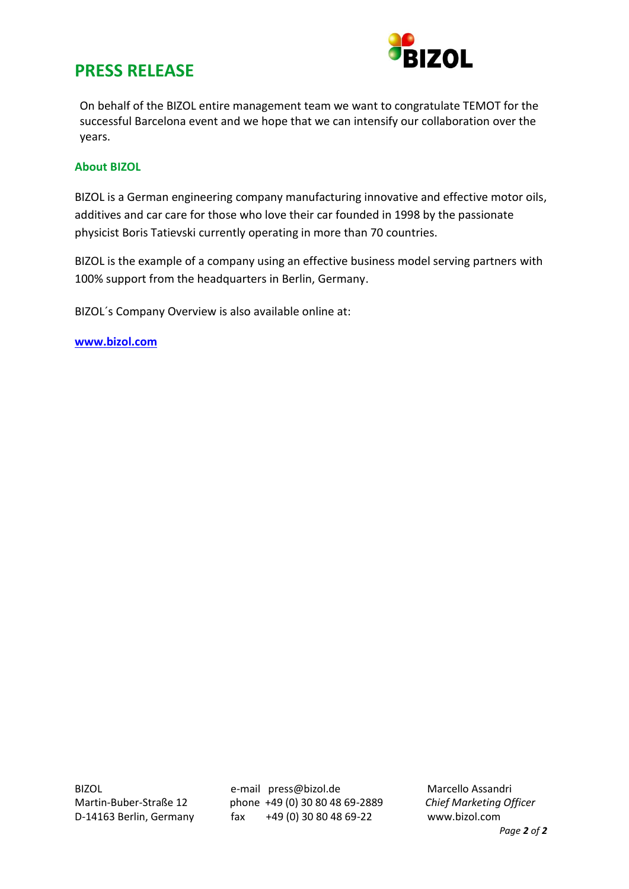# PRESS RELEASE

On behalf of the BIZOL entire management team we want to congratulate TEMOT for the successful Barcelona event and we hope that we can intensify our collaboration over the years.

## About BIZOL

BIZOL is a German engineering company manufacturing innovative and effective motor oils, additives and car care for those who love their car founded in 1998 by the passionate physicist Boris Tatievski currently operating in more than 70 countries.

BIZOL is the example of a company using an effective business model serving partners with 100% support from the headquarters in Berlin, Germany.

BIZOL´s Company Overview is also available online at:

**[www.bizol.com](http://www.bizol.com)**

BIZOL
Martin-Buber-Straße 12
D-14163 Berlin, Germany

e-mail press@bizol.de
phone +49 (0) 30 80 48 69-2889
fax +49 (0) 30 80 48 69-22

Marcello Assandri
*Chief Marketing Officer*
www.bizol.com